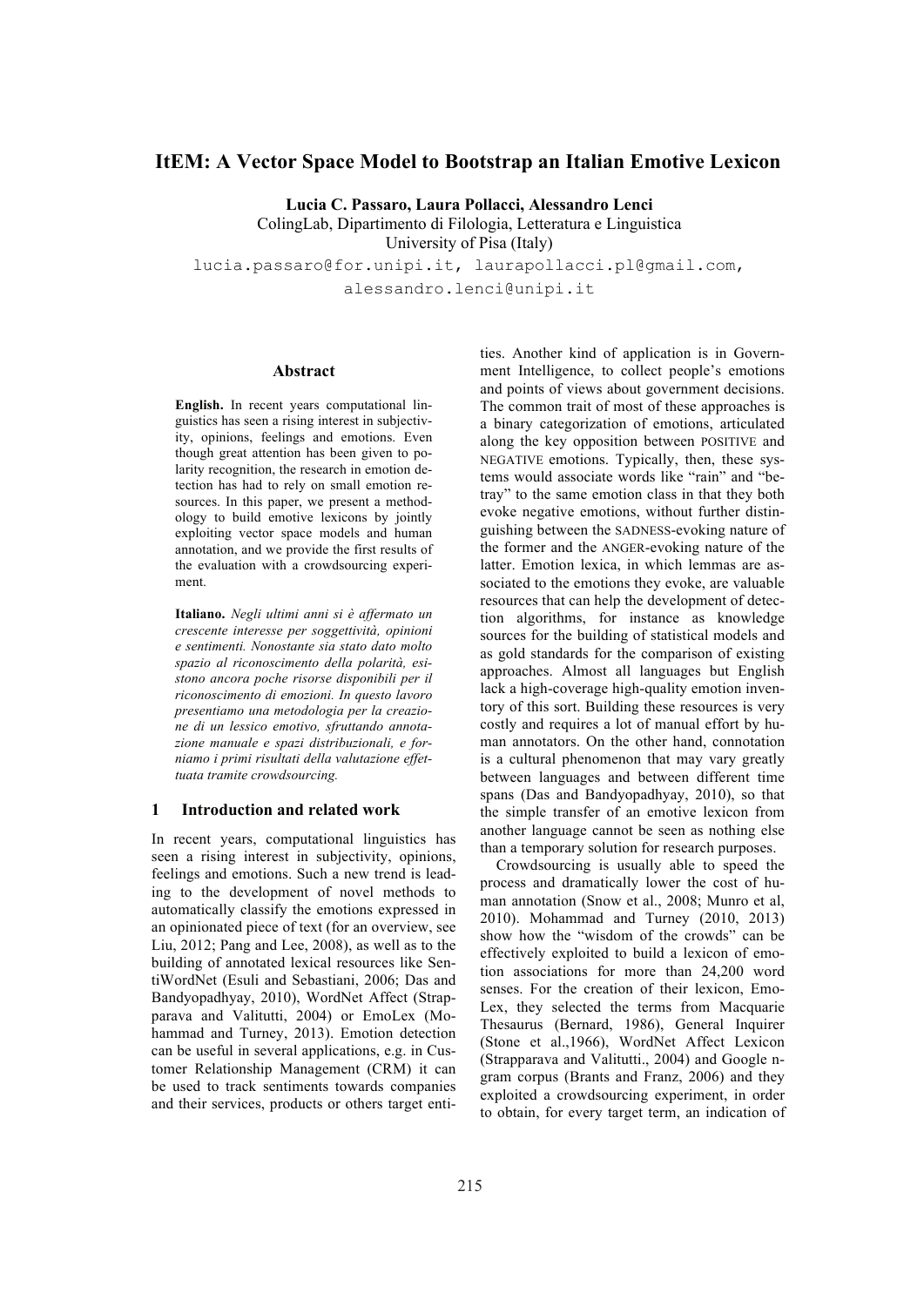# ItEM: A Vector Space Model to Bootstrap an Italian Emotive Lexicon

**Lucia C. Passaro, Laura Pollacci, Alessandro Lenci**
ColingLab, Dipartimento di Filologia, Letteratura e Linguistica
University of Pisa (Italy)
lucia.passaro@for.unipi.it, laurapollacci.pl@gmail.com,
alessandro.lenci@unipi.it

### Abstract

**English.** In recent years computational linguistics has seen a rising interest in subjectivity, opinions, feelings and emotions. Even though great attention has been given to polarity recognition, the research in emotion detection has had to rely on small emotion resources. In this paper, we present a methodology to build emotive lexicons by jointly exploiting vector space models and human annotation, and we provide the first results of the evaluation with a crowdsourcing experiment.

**Italiano.** *Negli ultimi anni si è affermato un crescente interesse per soggettività, opinioni e sentimenti. Nonostante sia stato dato molto spazio al riconoscimento della polarità, esistono ancora poche risorse disponibili per il riconoscimento di emozioni. In questo lavoro presentiamo una metodologia per la creazione di un lessico emotivo, sfruttando annotazione manuale e spazi distribuzionali, e forniamo i primi risultati della valutazione effettuata tramite crowdsourcing.*

## 1 Introduction and related work

In recent years, computational linguistics has seen a rising interest in subjectivity, opinions, feelings and emotions. Such a new trend is leading to the development of novel methods to automatically classify the emotions expressed in an opinionated piece of text (for an overview, see Liu, 2012; Pang and Lee, 2008), as well as to the building of annotated lexical resources like SentiWordNet (Esuli and Sebastiani, 2006; Das and Bandyopadhyay, 2010), WordNet Affect (Strapparava and Valitutti, 2004) or EmoLex (Mohammad and Turney, 2013). Emotion detection can be useful in several applications, e.g. in Customer Relationship Management (CRM) it can be used to track sentiments towards companies and their services, products or others target entities. Another kind of application is in Government Intelligence, to collect people's emotions and points of views about government decisions. The common trait of most of these approaches is a binary categorization of emotions, articulated along the key opposition between POSITIVE and NEGATIVE emotions. Typically, then, these systems would associate words like "rain" and "betray" to the same emotion class in that they both evoke negative emotions, without further distinguishing between the SADNESS-evoking nature of the former and the ANGER-evoking nature of the latter. Emotion lexica, in which lemmas are associated to the emotions they evoke, are valuable resources that can help the development of detection algorithms, for instance as knowledge sources for the building of statistical models and as gold standards for the comparison of existing approaches. Almost all languages but English lack a high-coverage high-quality emotion inventory of this sort. Building these resources is very costly and requires a lot of manual effort by human annotators. On the other hand, connotation is a cultural phenomenon that may vary greatly between languages and between different time spans (Das and Bandyopadhyay, 2010), so that the simple transfer of an emotive lexicon from another language cannot be seen as nothing else than a temporary solution for research purposes.

Crowdsourcing is usually able to speed the process and dramatically lower the cost of human annotation (Snow et al., 2008; Munro et al, 2010). Mohammad and Turney (2010, 2013) show how the "wisdom of the crowds" can be effectively exploited to build a lexicon of emotion associations for more than 24,200 word senses. For the creation of their lexicon, EmoLex, they selected the terms from Macquarie Thesaurus (Bernard, 1986), General Inquirer (Stone et al.,1966), WordNet Affect Lexicon (Strapparava and Valitutti., 2004) and Google n-gram corpus (Brants and Franz, 2006) and they exploited a crowdsourcing experiment, in order to obtain, for every target term, an indication of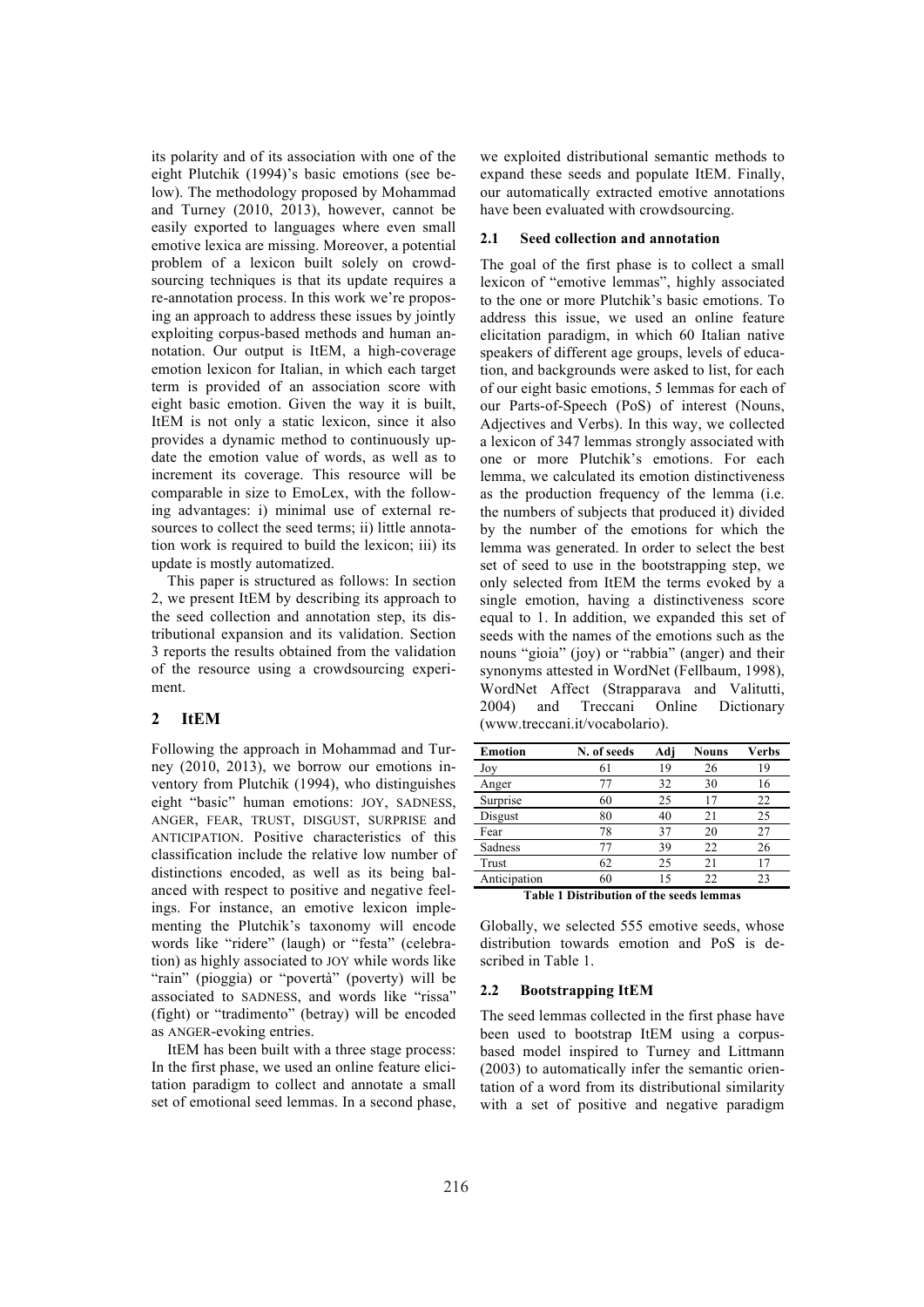its polarity and of its association with one of the eight Plutchik (1994)'s basic emotions (see below). The methodology proposed by Mohammad and Turney (2010, 2013), however, cannot be easily exported to languages where even small emotive lexica are missing. Moreover, a potential problem of a lexicon built solely on crowdsourcing techniques is that its update requires a re-annotation process. In this work we're proposing an approach to address these issues by jointly exploiting corpus-based methods and human annotation. Our output is ItEM, a high-coverage emotion lexicon for Italian, in which each target term is provided of an association score with eight basic emotion. Given the way it is built, ItEM is not only a static lexicon, since it also provides a dynamic method to continuously update the emotion value of words, as well as to increment its coverage. This resource will be comparable in size to EmoLex, with the following advantages: i) minimal use of external resources to collect the seed terms; ii) little annotation work is required to build the lexicon; iii) its update is mostly automatized.

This paper is structured as follows: In section 2, we present ItEM by describing its approach to the seed collection and annotation step, its distributional expansion and its validation. Section 3 reports the results obtained from the validation of the resource using a crowdsourcing experiment.

## 2 ItEM

Following the approach in Mohammad and Turney (2010, 2013), we borrow our emotions inventory from Plutchik (1994), who distinguishes eight "basic" human emotions: JOY, SADNESS, ANGER, FEAR, TRUST, DISGUST, SURPRISE and ANTICIPATION. Positive characteristics of this classification include the relative low number of distinctions encoded, as well as its being balanced with respect to positive and negative feelings. For instance, an emotive lexicon implementing the Plutchik's taxonomy will encode words like "ridere" (laugh) or "festa" (celebration) as highly associated to JOY while words like "rain" (pioggia) or "povertà" (poverty) will be associated to SADNESS, and words like "rissa" (fight) or "tradimento" (betray) will be encoded as ANGER-evoking entries.

ItEM has been built with a three stage process: In the first phase, we used an online feature elicitation paradigm to collect and annotate a small set of emotional seed lemmas. In a second phase, we exploited distributional semantic methods to expand these seeds and populate ItEM. Finally, our automatically extracted emotive annotations have been evaluated with crowdsourcing.

### 2.1 Seed collection and annotation

The goal of the first phase is to collect a small lexicon of "emotive lemmas", highly associated to the one or more Plutchik's basic emotions. To address this issue, we used an online feature elicitation paradigm, in which 60 Italian native speakers of different age groups, levels of education, and backgrounds were asked to list, for each of our eight basic emotions, 5 lemmas for each of our Parts-of-Speech (PoS) of interest (Nouns, Adjectives and Verbs). In this way, we collected a lexicon of 347 lemmas strongly associated with one or more Plutchik's emotions. For each lemma, we calculated its emotion distinctiveness as the production frequency of the lemma (i.e. the numbers of subjects that produced it) divided by the number of the emotions for which the lemma was generated. In order to select the best set of seed to use in the bootstrapping step, we only selected from ItEM the terms evoked by a single emotion, having a distinctiveness score equal to 1. In addition, we expanded this set of seeds with the names of the emotions such as the nouns "gioia" (joy) or "rabbia" (anger) and their synonyms attested in WordNet (Fellbaum, 1998), WordNet Affect (Strapparava and Valitutti, 2004) and Treccani Online Dictionary (www.treccani.it/vocabolario).

| Emotion | N. of seeds | Adj | Nouns | Verbs |
|---|---|---|---|---|
| Joy | 61 | 19 | 26 | 19 |
| Anger | 77 | 32 | 30 | 16 |
| Surprise | 60 | 25 | 17 | 22 |
| Disgust | 80 | 40 | 21 | 25 |
| Fear | 78 | 37 | 20 | 27 |
| Sadness | 77 | 39 | 22 | 26 |
| Trust | 62 | 25 | 21 | 17 |
| Anticipation | 60 | 15 | 22 | 23 |

**Table 1 Distribution of the seeds lemmas**

Globally, we selected 555 emotive seeds, whose distribution towards emotion and PoS is described in Table 1.

### 2.2 Bootstrapping ItEM

The seed lemmas collected in the first phase have been used to bootstrap ItEM using a corpus-based model inspired to Turney and Littmann (2003) to automatically infer the semantic orientation of a word from its distributional similarity with a set of positive and negative paradigm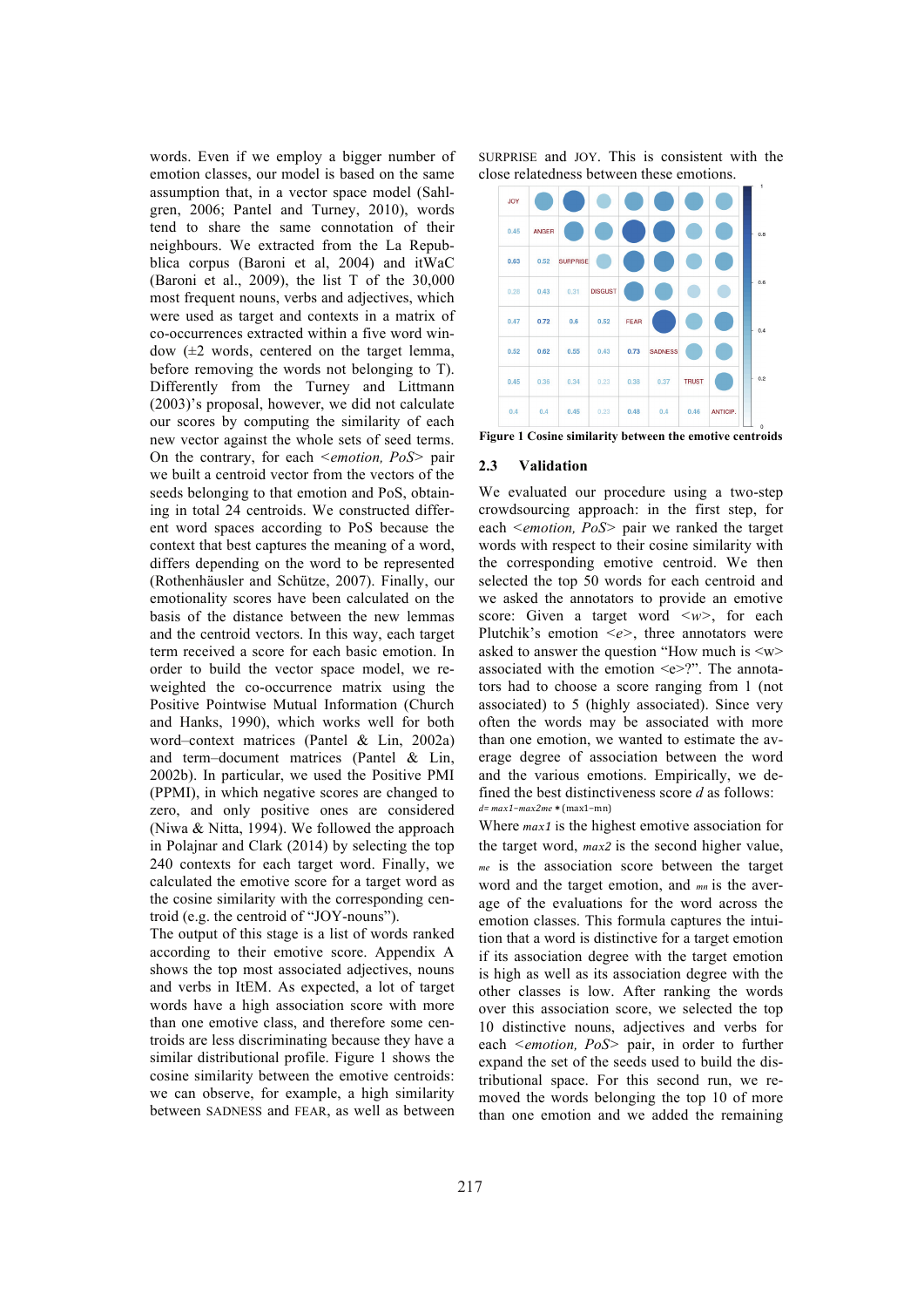words. Even if we employ a bigger number of emotion classes, our model is based on the same assumption that, in a vector space model (Sahlgren, 2006; Pantel and Turney, 2010), words tend to share the same connotation of their neighbours. We extracted from the La Repubblica corpus (Baroni et al, 2004) and itWaC (Baroni et al., 2009), the list T of the 30,000 most frequent nouns, verbs and adjectives, which were used as target and contexts in a matrix of co-occurrences extracted within a five word window (±2 words, centered on the target lemma, before removing the words not belonging to T). Differently from the Turney and Littmann (2003)'s proposal, however, we did not calculate our scores by computing the similarity of each new vector against the whole sets of seed terms. On the contrary, for each *<emotion, PoS>* pair we built a centroid vector from the vectors of the seeds belonging to that emotion and PoS, obtaining in total 24 centroids. We constructed different word spaces according to PoS because the context that best captures the meaning of a word, differs depending on the word to be represented (Rothenhäusler and Schütze, 2007). Finally, our emotionality scores have been calculated on the basis of the distance between the new lemmas and the centroid vectors. In this way, each target term received a score for each basic emotion. In order to build the vector space model, we re-weighted the co-occurrence matrix using the Positive Pointwise Mutual Information (Church and Hanks, 1990), which works well for both word–context matrices (Pantel & Lin, 2002a) and term–document matrices (Pantel & Lin, 2002b). In particular, we used the Positive PMI (PPMI), in which negative scores are changed to zero, and only positive ones are considered (Niwa & Nitta, 1994). We followed the approach in Polajnar and Clark (2014) by selecting the top 240 contexts for each target word. Finally, we calculated the emotive score for a target word as the cosine similarity with the corresponding centroid (e.g. the centroid of "JOY-nouns").

The output of this stage is a list of words ranked according to their emotive score. Appendix A shows the top most associated adjectives, nouns and verbs in ItEM. As expected, a lot of target words have a high association score with more than one emotive class, and therefore some centroids are less discriminating because they have a similar distributional profile. Figure 1 shows the cosine similarity between the emotive centroids: we can observe, for example, a high similarity between SADNESS and FEAR, as well as between SURPRISE and JOY. This is consistent with the close relatedness between these emotions.

| JOY | | | | | | | |
|---|---|---|---|---|---|---|---|
| 0.45 | ANGER | | | | | | |
| 0.63 | 0.52 | SURPRISE | | | | | |
| 0.28 | 0.43 | 0.31 | DISGUST | | | | |
| 0.47 | 0.72 | 0.6 | 0.52 | FEAR | | | |
| 0.52 | 0.62 | 0.55 | 0.43 | 0.73 | SADNESS | | |
| 0.45 | 0.36 | 0.34 | 0.23 | 0.38 | 0.37 | TRUST | |
| 0.4 | 0.4 | 0.45 | 0.23 | 0.48 | 0.4 | 0.46 | ANTICIP. |

**Figure 1 Cosine similarity between the emotive centroids**

## 2.3 Validation

We evaluated our procedure using a two-step crowdsourcing approach: in the first step, for each *<emotion, PoS>* pair we ranked the target words with respect to their cosine similarity with the corresponding emotive centroid. We then selected the top 50 words for each centroid and we asked the annotators to provide an emotive score: Given a target word *<w>*, for each Plutchik's emotion *<e>*, three annotators were asked to answer the question "How much is <w> associated with the emotion <e>?". The annotators had to choose a score ranging from 1 (not associated) to 5 (highly associated). Since very often the words may be associated with more than one emotion, we wanted to estimate the average degree of association between the word and the various emotions. Empirically, we defined the best distinctiveness score *d* as follows:

$$d = max1 - max2\,me * (max1 - mn)$$

Where $max1$ is the highest emotive association for the target word, $max2$ is the second higher value, $me$ is the association score between the target word and the target emotion, and $mn$ is the average of the evaluations for the word across the emotion classes. This formula captures the intuition that a word is distinctive for a target emotion if its association degree with the target emotion is high as well as its association degree with the other classes is low. After ranking the words over this association score, we selected the top 10 distinctive nouns, adjectives and verbs for each *<emotion, PoS>* pair, in order to further expand the set of the seeds used to build the distributional space. For this second run, we removed the words belonging the top 10 of more than one emotion and we added the remaining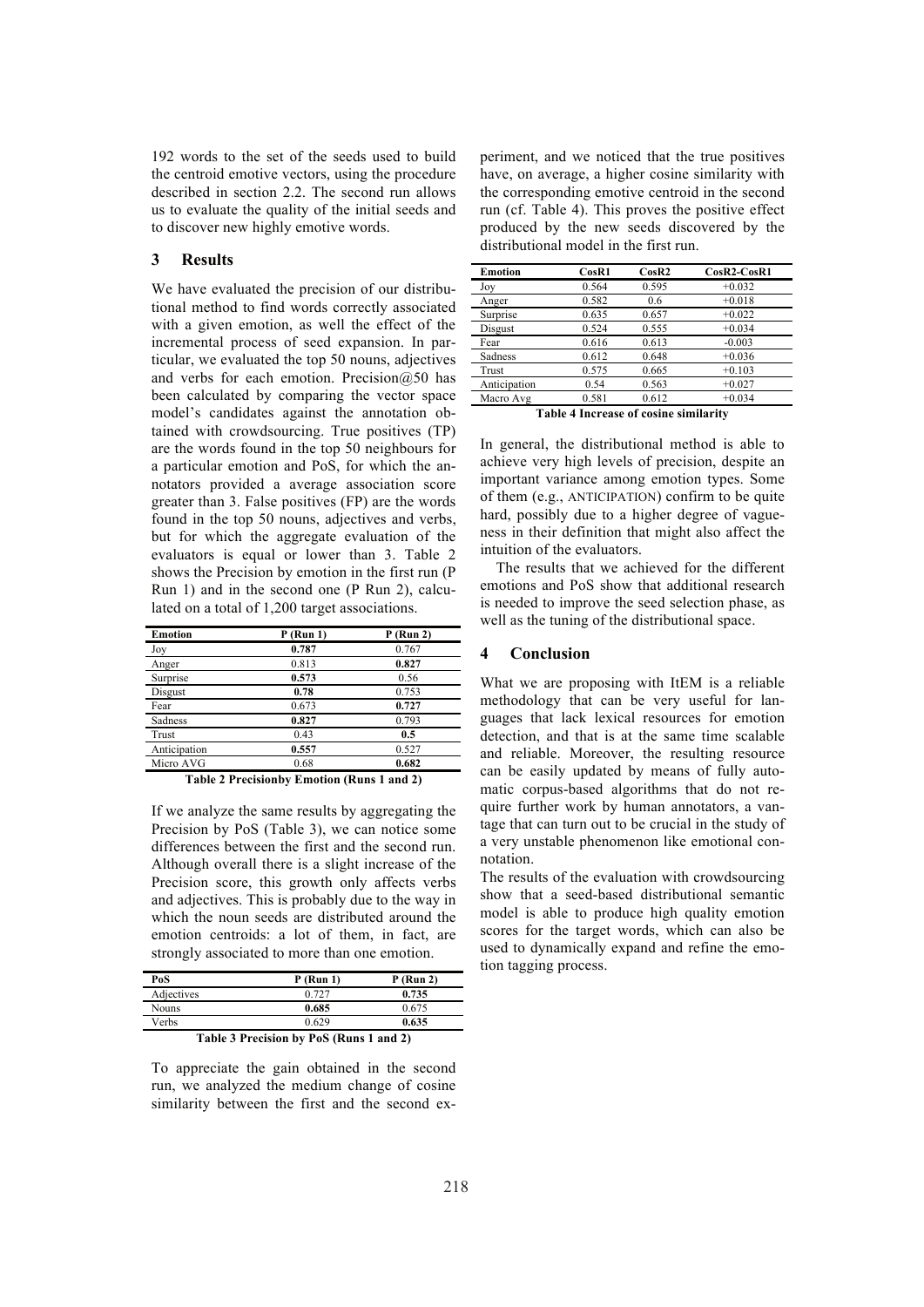192 words to the set of the seeds used to build the centroid emotive vectors, using the procedure described in section 2.2. The second run allows us to evaluate the quality of the initial seeds and to discover new highly emotive words.

## 3 Results

We have evaluated the precision of our distributional method to find words correctly associated with a given emotion, as well the effect of the incremental process of seed expansion. In particular, we evaluated the top 50 nouns, adjectives and verbs for each emotion. Precision@50 has been calculated by comparing the vector space model's candidates against the annotation obtained with crowdsourcing. True positives (TP) are the words found in the top 50 neighbours for a particular emotion and PoS, for which the annotators provided a average association score greater than 3. False positives (FP) are the words found in the top 50 nouns, adjectives and verbs, but for which the aggregate evaluation of the evaluators is equal or lower than 3. Table 2 shows the Precision by emotion in the first run (P Run 1) and in the second one (P Run 2), calculated on a total of 1,200 target associations.

| Emotion | P (Run 1) | P (Run 2) |
|---|---|---|
| Joy | **0.787** | 0.767 |
| Anger | 0.813 | **0.827** |
| Surprise | **0.573** | 0.56 |
| Disgust | **0.78** | 0.753 |
| Fear | 0.673 | **0.727** |
| Sadness | **0.827** | 0.793 |
| Trust | 0.43 | **0.5** |
| Anticipation | **0.557** | 0.527 |
| Micro AVG | 0.68 | **0.682** |

**Table 2 Precisionby Emotion (Runs 1 and 2)**

If we analyze the same results by aggregating the Precision by PoS (Table 3), we can notice some differences between the first and the second run. Although overall there is a slight increase of the Precision score, this growth only affects verbs and adjectives. This is probably due to the way in which the noun seeds are distributed around the emotion centroids: a lot of them, in fact, are strongly associated to more than one emotion.

| PoS | P (Run 1) | P (Run 2) |
|---|---|---|
| Adjectives | 0.727 | **0.735** |
| Nouns | **0.685** | 0.675 |
| Verbs | 0.629 | **0.635** |

**Table 3 Precision by PoS (Runs 1 and 2)**

To appreciate the gain obtained in the second run, we analyzed the medium change of cosine similarity between the first and the second experiment, and we noticed that the true positives have, on average, a higher cosine similarity with the corresponding emotive centroid in the second run (cf. Table 4). This proves the positive effect produced by the new seeds discovered by the distributional model in the first run.

| Emotion | CosR1 | CosR2 | CosR2-CosR1 |
|---|---|---|---|
| Joy | 0.564 | 0.595 | +0.032 |
| Anger | 0.582 | 0.6 | +0.018 |
| Surprise | 0.635 | 0.657 | +0.022 |
| Disgust | 0.524 | 0.555 | +0.034 |
| Fear | 0.616 | 0.613 | -0.003 |
| Sadness | 0.612 | 0.648 | +0.036 |
| Trust | 0.575 | 0.665 | +0.103 |
| Anticipation | 0.54 | 0.563 | +0.027 |
| Macro Avg | 0.581 | 0.612 | +0.034 |

**Table 4 Increase of cosine similarity**

In general, the distributional method is able to achieve very high levels of precision, despite an important variance among emotion types. Some of them (e.g., ANTICIPATION) confirm to be quite hard, possibly due to a higher degree of vagueness in their definition that might also affect the intuition of the evaluators.

The results that we achieved for the different emotions and PoS show that additional research is needed to improve the seed selection phase, as well as the tuning of the distributional space.

## 4 Conclusion

What we are proposing with ItEM is a reliable methodology that can be very useful for languages that lack lexical resources for emotion detection, and that is at the same time scalable and reliable. Moreover, the resulting resource can be easily updated by means of fully automatic corpus-based algorithms that do not require further work by human annotators, a vantage that can turn out to be crucial in the study of a very unstable phenomenon like emotional connotation.

The results of the evaluation with crowdsourcing show that a seed-based distributional semantic model is able to produce high quality emotion scores for the target words, which can also be used to dynamically expand and refine the emotion tagging process.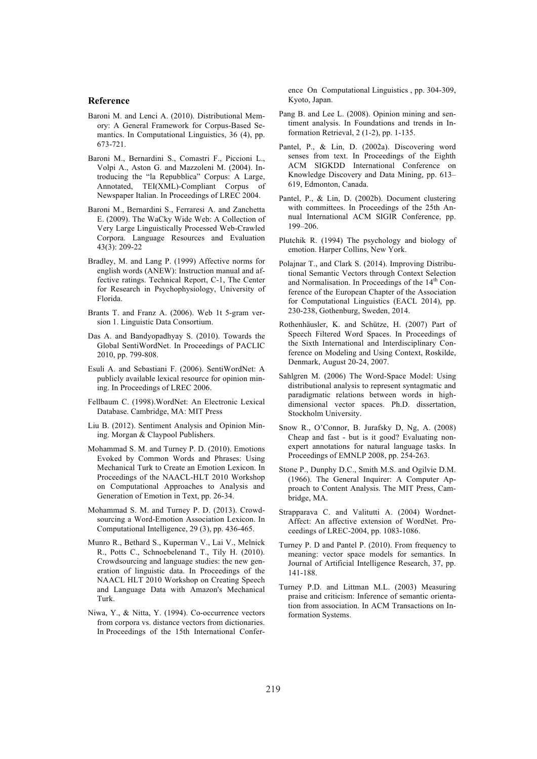## Reference

Baroni M. and Lenci A. (2010). Distributional Memory: A General Framework for Corpus-Based Semantics. In Computational Linguistics, 36 (4), pp. 673-721.

Baroni M., Bernardini S., Comastri F., Piccioni L., Volpi A., Aston G. and Mazzoleni M. (2004). Introducing the "la Repubblica" Corpus: A Large, Annotated, TEI(XML)-Compliant Corpus of Newspaper Italian. In Proceedings of LREC 2004.

Baroni M., Bernardini S., Ferraresi A. and Zanchetta E. (2009). The WaCky Wide Web: A Collection of Very Large Linguistically Processed Web-Crawled Corpora. Language Resources and Evaluation 43(3): 209-22

Bradley, M. and Lang P. (1999) Affective norms for english words (ANEW): Instruction manual and affective ratings. Technical Report, C-1, The Center for Research in Psychophysiology, University of Florida.

Brants T. and Franz A. (2006). Web 1t 5-gram version 1. Linguistic Data Consortium.

Das A. and Bandyopadhyay S. (2010). Towards the Global SentiWordNet. In Proceedings of PACLIC 2010, pp. 799-808.

Esuli A. and Sebastiani F. (2006). SentiWordNet: A publicly available lexical resource for opinion mining. In Proceedings of LREC 2006.

Fellbaum C. (1998).WordNet: An Electronic Lexical Database. Cambridge, MA: MIT Press

Liu B. (2012). Sentiment Analysis and Opinion Mining. Morgan & Claypool Publishers.

Mohammad S. M. and Turney P. D. (2010). Emotions Evoked by Common Words and Phrases: Using Mechanical Turk to Create an Emotion Lexicon. In Proceedings of the NAACL-HLT 2010 Workshop on Computational Approaches to Analysis and Generation of Emotion in Text, pp. 26-34.

Mohammad S. M. and Turney P. D. (2013). Crowdsourcing a Word-Emotion Association Lexicon. In Computational Intelligence, 29 (3), pp. 436-465.

Munro R., Bethard S., Kuperman V., Lai V., Melnick R., Potts C., Schnoebelenand T., Tily H. (2010). Crowdsourcing and language studies: the new generation of linguistic data. In Proceedings of the NAACL HLT 2010 Workshop on Creating Speech and Language Data with Amazon's Mechanical Turk.

Niwa, Y., & Nitta, Y. (1994). Co-occurrence vectors from corpora vs. distance vectors from dictionaries. In Proceedings of the 15th International Conference On Computational Linguistics , pp. 304-309, Kyoto, Japan.

Pang B. and Lee L. (2008). Opinion mining and sentiment analysis. In Foundations and trends in Information Retrieval, 2 (1-2), pp. 1-135.

Pantel, P., & Lin, D. (2002a). Discovering word senses from text. In Proceedings of the Eighth ACM SIGKDD International Conference on Knowledge Discovery and Data Mining, pp. 613–619, Edmonton, Canada.

Pantel, P., & Lin, D. (2002b). Document clustering with committees. In Proceedings of the 25th Annual International ACM SIGIR Conference, pp. 199–206.

Plutchik R. (1994) The psychology and biology of emotion. Harper Collins, New York.

Polajnar T., and Clark S. (2014). Improving Distributional Semantic Vectors through Context Selection and Normalisation. In Proceedings of the 14th Conference of the European Chapter of the Association for Computational Linguistics (EACL 2014), pp. 230-238, Gothenburg, Sweden, 2014.

Rothenhäusler, K. and Schütze, H. (2007) Part of Speech Filtered Word Spaces. In Proceedings of the Sixth International and Interdisciplinary Conference on Modeling and Using Context, Roskilde, Denmark, August 20-24, 2007.

Sahlgren M. (2006) The Word-Space Model: Using distributional analysis to represent syntagmatic and paradigmatic relations between words in high-dimensional vector spaces. Ph.D. dissertation, Stockholm University.

Snow R., O'Connor, B. Jurafsky D, Ng, A. (2008) Cheap and fast - but is it good? Evaluating non-expert annotations for natural language tasks. In Proceedings of EMNLP 2008, pp. 254-263.

Stone P., Dunphy D.C., Smith M.S. and Ogilvie D.M. (1966). The General Inquirer: A Computer Approach to Content Analysis. The MIT Press, Cambridge, MA.

Strapparava C. and Valitutti A. (2004) Wordnet-Affect: An affective extension of WordNet. Proceedings of LREC-2004, pp. 1083-1086.

Turney P. D and Pantel P. (2010). From frequency to meaning: vector space models for semantics. In Journal of Artificial Intelligence Research, 37, pp. 141-188.

Turney P.D. and Littman M.L. (2003) Measuring praise and criticism: Inference of semantic orientation from association. In ACM Transactions on Information Systems.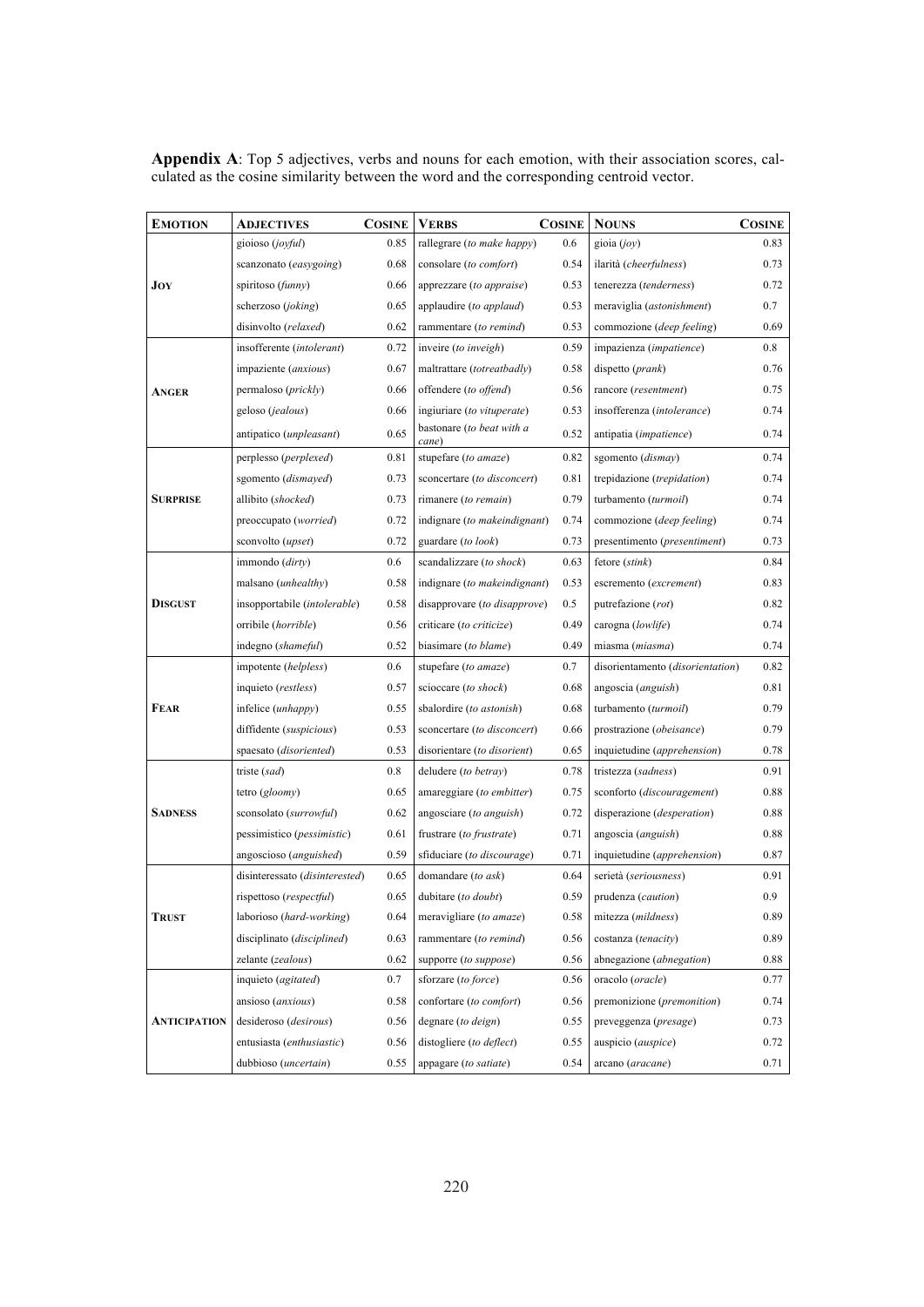**Appendix A**: Top 5 adjectives, verbs and nouns for each emotion, with their association scores, calculated as the cosine similarity between the word and the corresponding centroid vector.

| EMOTION | ADJECTIVES | COSINE | VERBS | COSINE | NOUNS | COSINE |
|---|---|---|---|---|---|---|
| JOY | gioioso (*joyful*) | 0.85 | rallegrare (*to make happy*) | 0.6 | gioia (*joy*) | 0.83 |
| | scanzonato (*easygoing*) | 0.68 | consolare (*to comfort*) | 0.54 | ilarità (*cheerfulness*) | 0.73 |
| | spiritoso (*funny*) | 0.66 | apprezzare (*to appraise*) | 0.53 | tenerezza (*tenderness*) | 0.72 |
| | scherzoso (*joking*) | 0.65 | applaudire (*to applaud*) | 0.53 | meraviglia (*astonishment*) | 0.7 |
| | disinvolto (*relaxed*) | 0.62 | rammentare (*to remind*) | 0.53 | commozione (*deep feeling*) | 0.69 |
| ANGER | insofferente (*intolerant*) | 0.72 | inveire (*to inveigh*) | 0.59 | impazienza (*impatience*) | 0.8 |
| | impaziente (*anxious*) | 0.67 | maltrattare (*totreatbadly*) | 0.58 | dispetto (*prank*) | 0.76 |
| | permaloso (*prickly*) | 0.66 | offendere (*to offend*) | 0.56 | rancore (*resentment*) | 0.75 |
| | geloso (*jealous*) | 0.66 | ingiuriare (*to vituperate*) | 0.53 | insofferenza (*intolerance*) | 0.74 |
| | antipatico (*unpleasant*) | 0.65 | bastonare (*to beat with a cane*) | 0.52 | antipatia (*impatience*) | 0.74 |
| SURPRISE | perplesso (*perplexed*) | 0.81 | stupefare (*to amaze*) | 0.82 | sgomento (*dismay*) | 0.74 |
| | sgomento (*dismayed*) | 0.73 | sconcertare (*to disconcert*) | 0.81 | trepidazione (*trepidation*) | 0.74 |
| | allibito (*shocked*) | 0.73 | rimanere (*to remain*) | 0.79 | turbamento (*turmoil*) | 0.74 |
| | preoccupato (*worried*) | 0.72 | indignare (*to makeindignant*) | 0.74 | commozione (*deep feeling*) | 0.74 |
| | sconvolto (*upset*) | 0.72 | guardare (*to look*) | 0.73 | presentimento (*presentiment*) | 0.73 |
| DISGUST | immondo (*dirty*) | 0.6 | scandalizzare (*to shock*) | 0.63 | fetore (*stink*) | 0.84 |
| | malsano (*unhealthy*) | 0.58 | indignare (*to makeindignant*) | 0.53 | escremento (*excrement*) | 0.83 |
| | insopportabile (*intolerable*) | 0.58 | disapprovare (*to disapprove*) | 0.5 | putrefazione (*rot*) | 0.82 |
| | orribile (*horrible*) | 0.56 | criticare (*to criticize*) | 0.49 | carogna (*lowlife*) | 0.74 |
| | indegno (*shameful*) | 0.52 | biasimare (*to blame*) | 0.49 | miasma (*miasma*) | 0.74 |
| FEAR | impotente (*helpless*) | 0.6 | stupefare (*to amaze*) | 0.7 | disorientamento (*disorientation*) | 0.82 |
| | inquieto (*restless*) | 0.57 | scioccare (*to shock*) | 0.68 | angoscia (*anguish*) | 0.81 |
| | infelice (*unhappy*) | 0.55 | sbalordire (*to astonish*) | 0.68 | turbamento (*turmoil*) | 0.79 |
| | diffidente (*suspicious*) | 0.53 | sconcertare (*to disconcert*) | 0.66 | prostrazione (*obeisance*) | 0.79 |
| | spaesato (*disoriented*) | 0.53 | disorientare (*to disorient*) | 0.65 | inquietudine (*apprehension*) | 0.78 |
| SADNESS | triste (*sad*) | 0.8 | deludere (*to betray*) | 0.78 | tristezza (*sadness*) | 0.91 |
| | tetro (*gloomy*) | 0.65 | amareggiare (*to embitter*) | 0.75 | sconforto (*discouragement*) | 0.88 |
| | sconsolato (*surrowful*) | 0.62 | angosciare (*to anguish*) | 0.72 | disperazione (*desperation*) | 0.88 |
| | pessimistico (*pessimistic*) | 0.61 | frustrare (*to frustrate*) | 0.71 | angoscia (*anguish*) | 0.88 |
| | angoscioso (*anguished*) | 0.59 | sfiduciare (*to discourage*) | 0.71 | inquietudine (*apprehension*) | 0.87 |
| TRUST | disinteressato (*disinterested*) | 0.65 | domandare (*to ask*) | 0.64 | serietà (*seriousness*) | 0.91 |
| | rispettoso (*respectful*) | 0.65 | dubitare (*to doubt*) | 0.59 | prudenza (*caution*) | 0.9 |
| | laborioso (*hard-working*) | 0.64 | meravigliare (*to amaze*) | 0.58 | mitezza (*mildness*) | 0.89 |
| | disciplinato (*disciplined*) | 0.63 | rammentare (*to remind*) | 0.56 | costanza (*tenacity*) | 0.89 |
| | zelante (*zealous*) | 0.62 | supporre (*to suppose*) | 0.56 | abnegazione (*abnegation*) | 0.88 |
| ANTICIPATION | inquieto (*agitated*) | 0.7 | sforzare (*to force*) | 0.56 | oracolo (*oracle*) | 0.77 |
| | ansioso (*anxious*) | 0.58 | confortare (*to comfort*) | 0.56 | premonizione (*premonition*) | 0.74 |
| | desideroso (*desirous*) | 0.56 | degnare (*to deign*) | 0.55 | preveggenza (*presage*) | 0.73 |
| | entusiasta (*enthusiastic*) | 0.56 | distogliere (*to deflect*) | 0.55 | auspicio (*auspice*) | 0.72 |
| | dubbioso (*uncertain*) | 0.55 | appagare (*to satiate*) | 0.54 | arcano (*aracane*) | 0.71 |